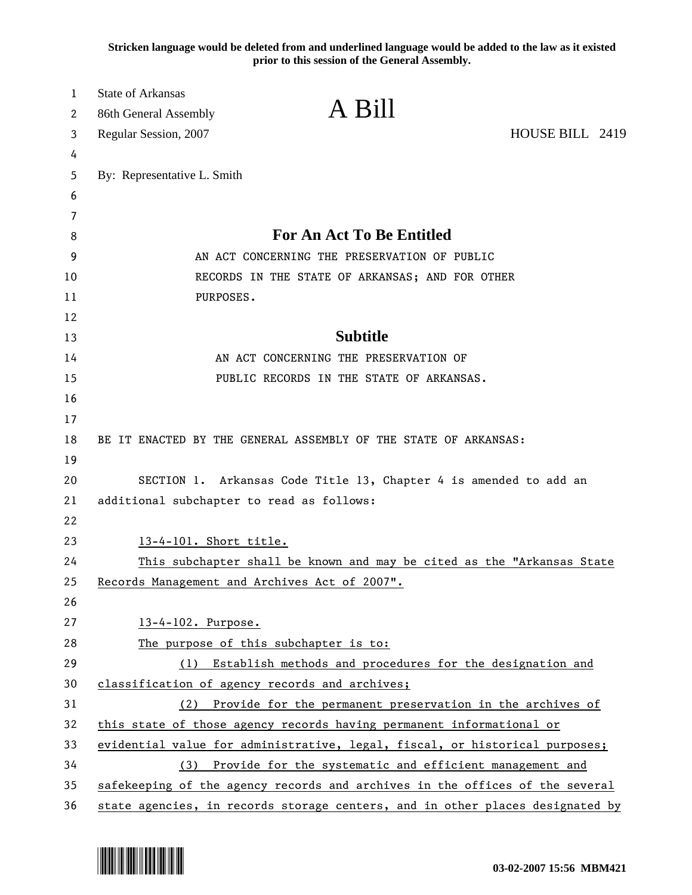**Stricken language would be deleted from and underlined language would be added to the law as it existed prior to this session of the General Assembly.**

State of Arkansas
86th General Assembly
Regular Session, 2007

# A Bill

HOUSE BILL 2419

By: Representative L. Smith

## For An Act To Be Entitled

AN ACT CONCERNING THE PRESERVATION OF PUBLIC RECORDS IN THE STATE OF ARKANSAS; AND FOR OTHER PURPOSES.

## Subtitle

AN ACT CONCERNING THE PRESERVATION OF PUBLIC RECORDS IN THE STATE OF ARKANSAS.

BE IT ENACTED BY THE GENERAL ASSEMBLY OF THE STATE OF ARKANSAS:

SECTION 1. Arkansas Code Title 13, Chapter 4 is amended to add an additional subchapter to read as follows:

13-4-101. Short title.

This subchapter shall be known and may be cited as the "Arkansas State Records Management and Archives Act of 2007".

13-4-102. Purpose.

The purpose of this subchapter is to:

(1) Establish methods and procedures for the designation and classification of agency records and archives;

(2) Provide for the permanent preservation in the archives of this state of those agency records having permanent informational or evidential value for administrative, legal, fiscal, or historical purposes;

(3) Provide for the systematic and efficient management and safekeeping of the agency records and archives in the offices of the several state agencies, in records storage centers, and in other places designated by

03-02-2007 15:56 MBM421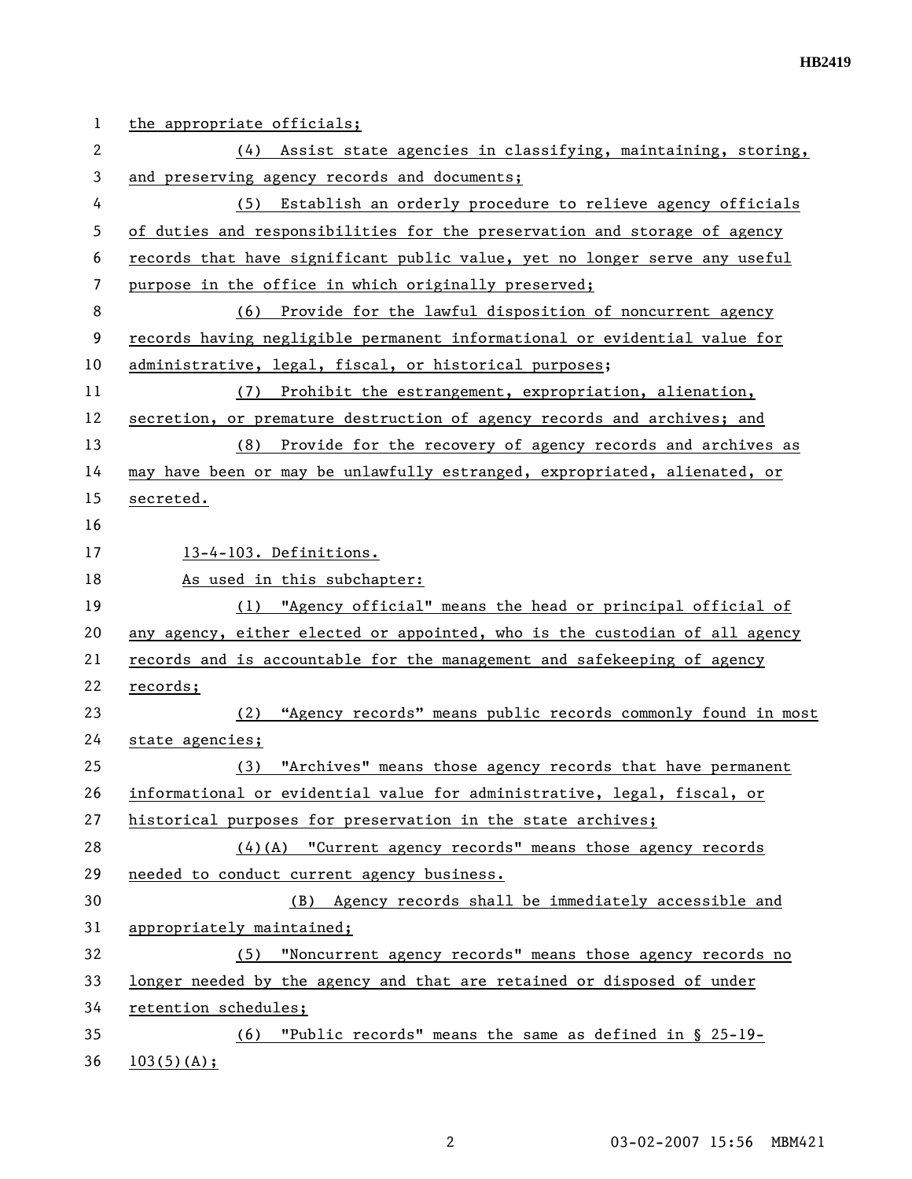the appropriate officials;

(4) Assist state agencies in classifying, maintaining, storing, and preserving agency records and documents;

(5) Establish an orderly procedure to relieve agency officials of duties and responsibilities for the preservation and storage of agency records that have significant public value, yet no longer serve any useful purpose in the office in which originally preserved;

(6) Provide for the lawful disposition of noncurrent agency records having negligible permanent informational or evidential value for administrative, legal, fiscal, or historical purposes;

(7) Prohibit the estrangement, expropriation, alienation, secretion, or premature destruction of agency records and archives; and

(8) Provide for the recovery of agency records and archives as may have been or may be unlawfully estranged, expropriated, alienated, or secreted.

13-4-103. Definitions.

As used in this subchapter:

(1) "Agency official" means the head or principal official of any agency, either elected or appointed, who is the custodian of all agency records and is accountable for the management and safekeeping of agency records;

(2) "Agency records" means public records commonly found in most state agencies;

(3) "Archives" means those agency records that have permanent informational or evidential value for administrative, legal, fiscal, or historical purposes for preservation in the state archives;

(4)(A) "Current agency records" means those agency records needed to conduct current agency business.

(B) Agency records shall be immediately accessible and appropriately maintained;

(5) "Noncurrent agency records" means those agency records no longer needed by the agency and that are retained or disposed of under retention schedules;

(6) "Public records" means the same as defined in § 25-19-103(5)(A);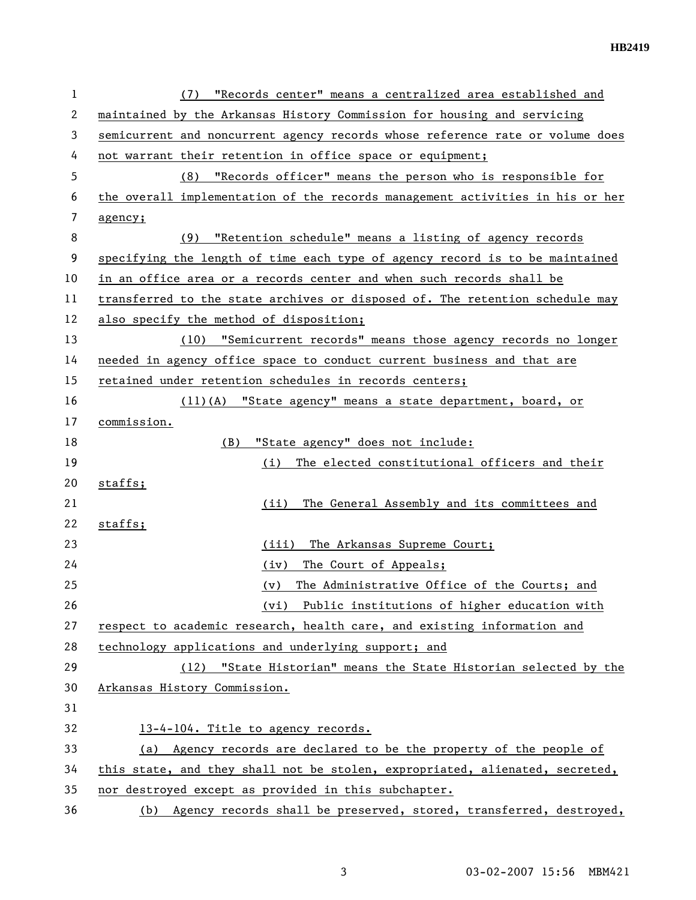(7) "Records center" means a centralized area established and maintained by the Arkansas History Commission for housing and servicing semicurrent and noncurrent agency records whose reference rate or volume does not warrant their retention in office space or equipment;

(8) "Records officer" means the person who is responsible for the overall implementation of the records management activities in his or her agency;

(9) "Retention schedule" means a listing of agency records specifying the length of time each type of agency record is to be maintained in an office area or a records center and when such records shall be transferred to the state archives or disposed of. The retention schedule may also specify the method of disposition;

(10) "Semicurrent records" means those agency records no longer needed in agency office space to conduct current business and that are retained under retention schedules in records centers;

(11)(A) "State agency" means a state department, board, or commission.

(B) "State agency" does not include:

(i) The elected constitutional officers and their staffs;

(ii) The General Assembly and its committees and staffs;

(iii) The Arkansas Supreme Court;

(iv) The Court of Appeals;

(v) The Administrative Office of the Courts; and

(vi) Public institutions of higher education with respect to academic research, health care, and existing information and technology applications and underlying support; and

(12) "State Historian" means the State Historian selected by the Arkansas History Commission.

13-4-104. Title to agency records.

(a) Agency records are declared to be the property of the people of this state, and they shall not be stolen, expropriated, alienated, secreted, nor destroyed except as provided in this subchapter.

(b) Agency records shall be preserved, stored, transferred, destroyed,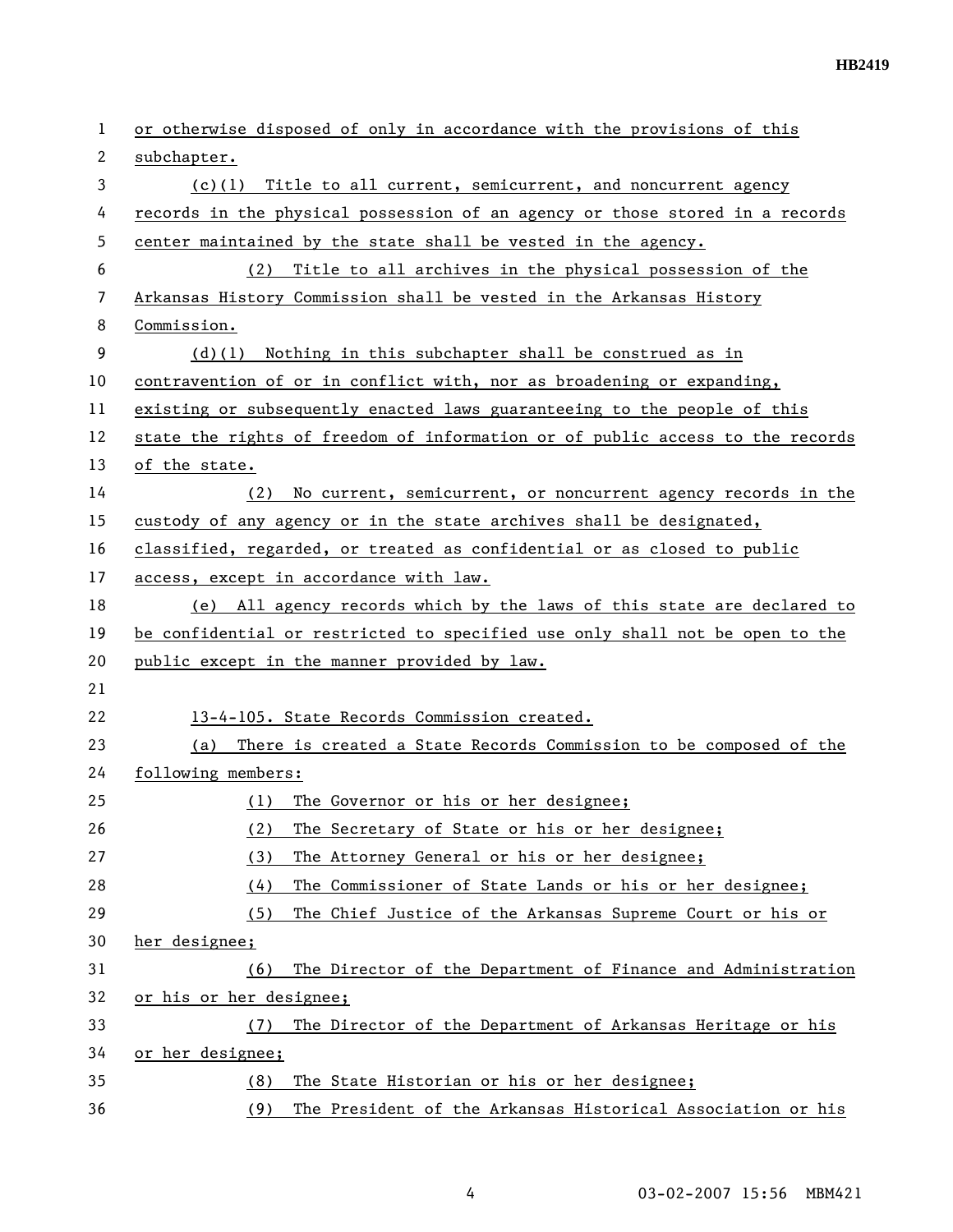or otherwise disposed of only in accordance with the provisions of this subchapter.

(c)(1) Title to all current, semicurrent, and noncurrent agency records in the physical possession of an agency or those stored in a records center maintained by the state shall be vested in the agency.

(2) Title to all archives in the physical possession of the Arkansas History Commission shall be vested in the Arkansas History Commission.

(d)(1) Nothing in this subchapter shall be construed as in contravention of or in conflict with, nor as broadening or expanding, existing or subsequently enacted laws guaranteeing to the people of this state the rights of freedom of information or of public access to the records of the state.

(2) No current, semicurrent, or noncurrent agency records in the custody of any agency or in the state archives shall be designated, classified, regarded, or treated as confidential or as closed to public access, except in accordance with law.

(e) All agency records which by the laws of this state are declared to be confidential or restricted to specified use only shall not be open to the public except in the manner provided by law.

13-4-105. State Records Commission created.

(a) There is created a State Records Commission to be composed of the following members:

(1) The Governor or his or her designee;

(2) The Secretary of State or his or her designee;

(3) The Attorney General or his or her designee;

(4) The Commissioner of State Lands or his or her designee;

(5) The Chief Justice of the Arkansas Supreme Court or his or her designee;

(6) The Director of the Department of Finance and Administration or his or her designee;

(7) The Director of the Department of Arkansas Heritage or his or her designee;

(8) The State Historian or his or her designee;

(9) The President of the Arkansas Historical Association or his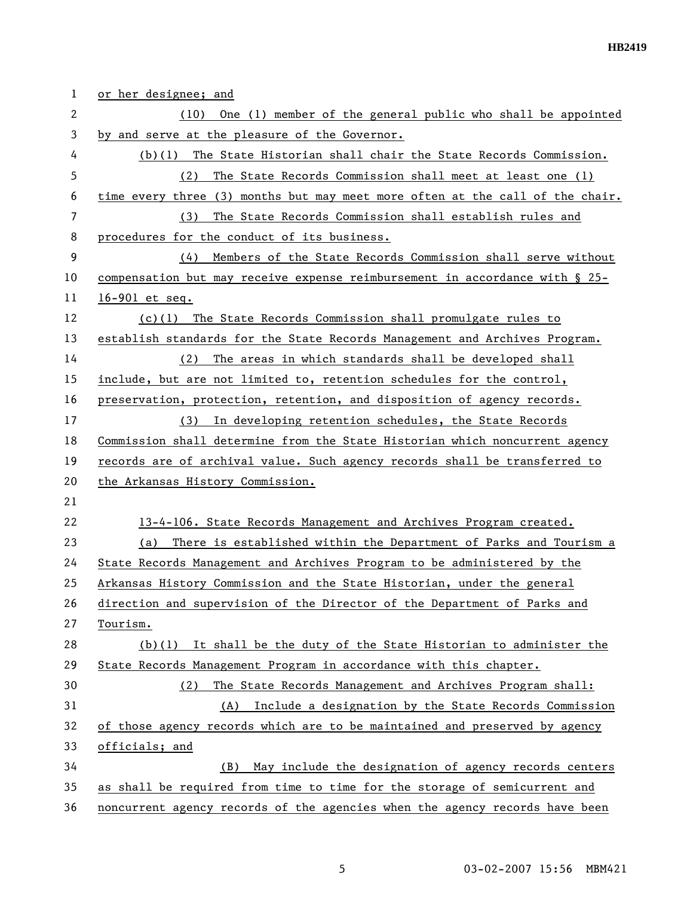or her designee; and

(10) One (1) member of the general public who shall be appointed by and serve at the pleasure of the Governor.

(b)(1) The State Historian shall chair the State Records Commission.

(2) The State Records Commission shall meet at least one (1) time every three (3) months but may meet more often at the call of the chair.

(3) The State Records Commission shall establish rules and procedures for the conduct of its business.

(4) Members of the State Records Commission shall serve without compensation but may receive expense reimbursement in accordance with § 25-16-901 et seq.

(c)(1) The State Records Commission shall promulgate rules to establish standards for the State Records Management and Archives Program.

(2) The areas in which standards shall be developed shall include, but are not limited to, retention schedules for the control, preservation, protection, retention, and disposition of agency records.

(3) In developing retention schedules, the State Records Commission shall determine from the State Historian which noncurrent agency records are of archival value. Such agency records shall be transferred to the Arkansas History Commission.

13-4-106. State Records Management and Archives Program created.

(a) There is established within the Department of Parks and Tourism a State Records Management and Archives Program to be administered by the Arkansas History Commission and the State Historian, under the general direction and supervision of the Director of the Department of Parks and Tourism.

(b)(1) It shall be the duty of the State Historian to administer the State Records Management Program in accordance with this chapter.

(2) The State Records Management and Archives Program shall:

(A) Include a designation by the State Records Commission of those agency records which are to be maintained and preserved by agency officials; and

(B) May include the designation of agency records centers as shall be required from time to time for the storage of semicurrent and noncurrent agency records of the agencies when the agency records have been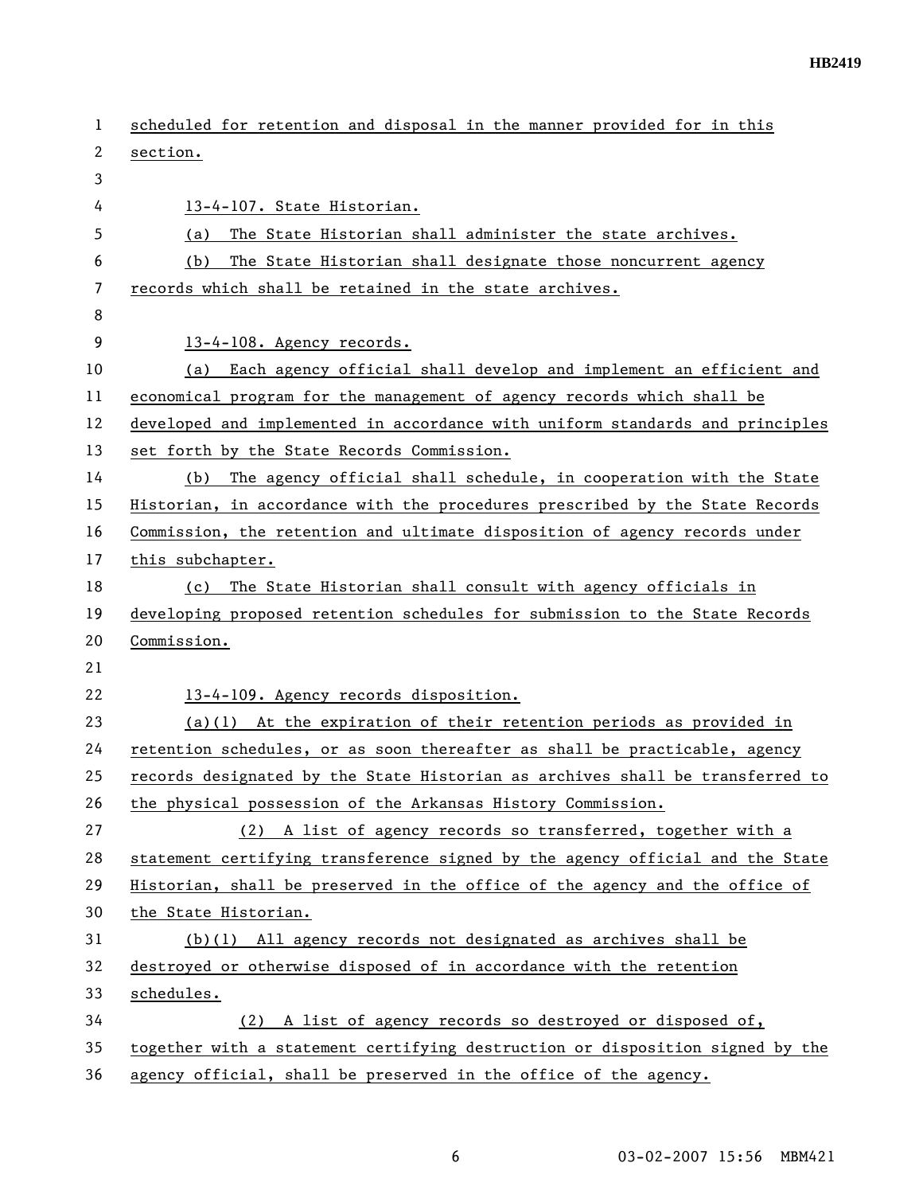scheduled for retention and disposal in the manner provided for in this section.

13-4-107. State Historian.

(a) The State Historian shall administer the state archives.

(b) The State Historian shall designate those noncurrent agency records which shall be retained in the state archives.

13-4-108. Agency records.

(a) Each agency official shall develop and implement an efficient and economical program for the management of agency records which shall be developed and implemented in accordance with uniform standards and principles set forth by the State Records Commission.

(b) The agency official shall schedule, in cooperation with the State Historian, in accordance with the procedures prescribed by the State Records Commission, the retention and ultimate disposition of agency records under this subchapter.

(c) The State Historian shall consult with agency officials in developing proposed retention schedules for submission to the State Records Commission.

13-4-109. Agency records disposition.

(a)(1) At the expiration of their retention periods as provided in retention schedules, or as soon thereafter as shall be practicable, agency records designated by the State Historian as archives shall be transferred to the physical possession of the Arkansas History Commission.

(2) A list of agency records so transferred, together with a statement certifying transference signed by the agency official and the State Historian, shall be preserved in the office of the agency and the office of the State Historian.

(b)(1) All agency records not designated as archives shall be destroyed or otherwise disposed of in accordance with the retention schedules.

(2) A list of agency records so destroyed or disposed of, together with a statement certifying destruction or disposition signed by the agency official, shall be preserved in the office of the agency.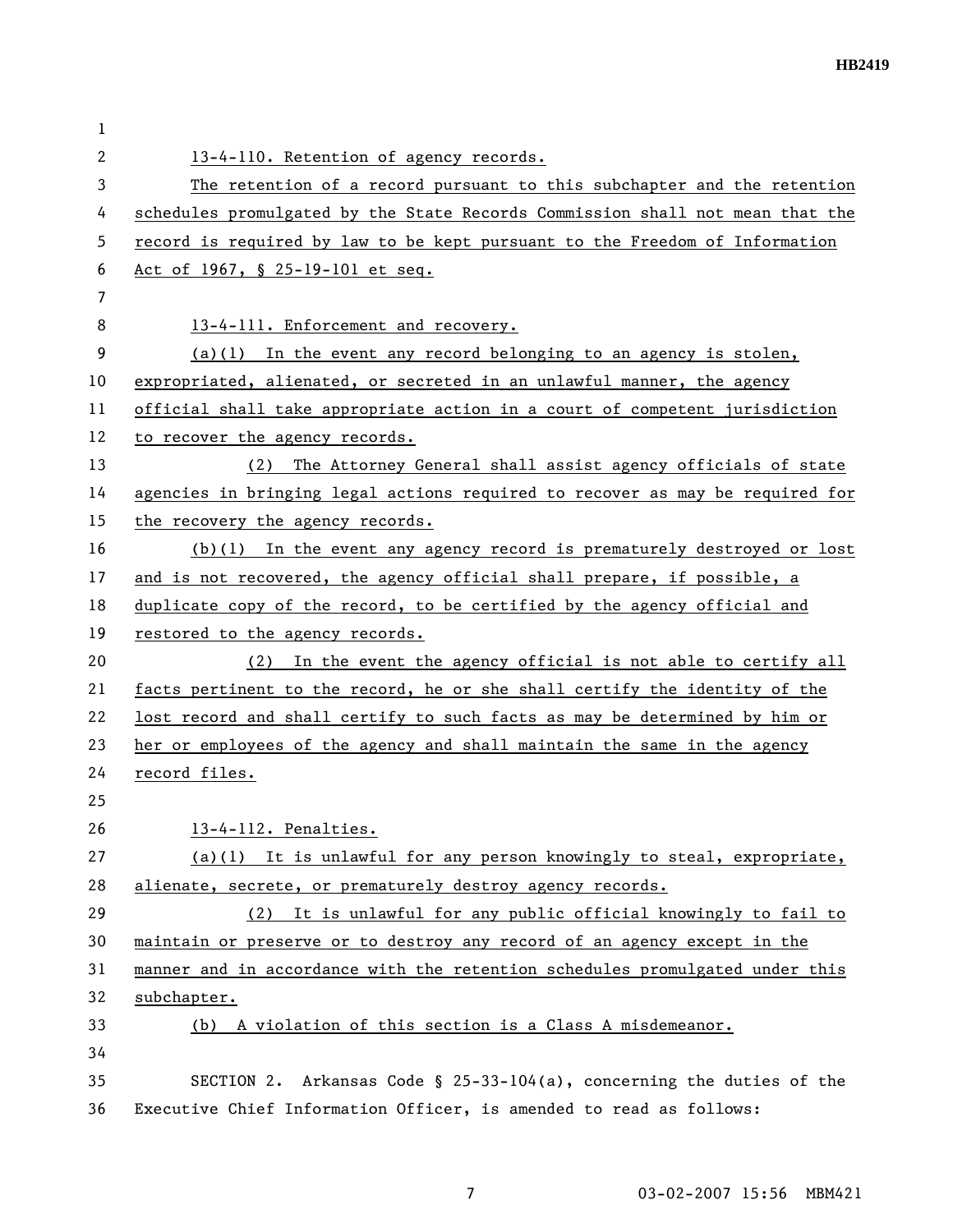13-4-110. Retention of agency records.

The retention of a record pursuant to this subchapter and the retention schedules promulgated by the State Records Commission shall not mean that the record is required by law to be kept pursuant to the Freedom of Information Act of 1967, § 25-19-101 et seq.

13-4-111. Enforcement and recovery.

(a)(1) In the event any record belonging to an agency is stolen, expropriated, alienated, or secreted in an unlawful manner, the agency official shall take appropriate action in a court of competent jurisdiction to recover the agency records.

(2) The Attorney General shall assist agency officials of state agencies in bringing legal actions required to recover as may be required for the recovery the agency records.

(b)(1) In the event any agency record is prematurely destroyed or lost and is not recovered, the agency official shall prepare, if possible, a duplicate copy of the record, to be certified by the agency official and restored to the agency records.

(2) In the event the agency official is not able to certify all facts pertinent to the record, he or she shall certify the identity of the lost record and shall certify to such facts as may be determined by him or her or employees of the agency and shall maintain the same in the agency record files.

13-4-112. Penalties.

(a)(1) It is unlawful for any person knowingly to steal, expropriate, alienate, secrete, or prematurely destroy agency records.

(2) It is unlawful for any public official knowingly to fail to maintain or preserve or to destroy any record of an agency except in the manner and in accordance with the retention schedules promulgated under this subchapter.

(b) A violation of this section is a Class A misdemeanor.

SECTION 2. Arkansas Code § 25-33-104(a), concerning the duties of the Executive Chief Information Officer, is amended to read as follows: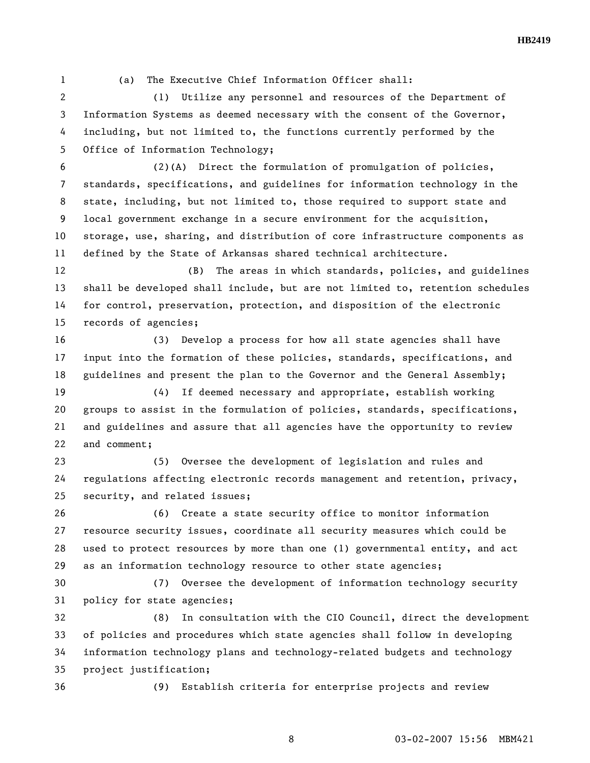(a) The Executive Chief Information Officer shall:

(1) Utilize any personnel and resources of the Department of Information Systems as deemed necessary with the consent of the Governor, including, but not limited to, the functions currently performed by the Office of Information Technology;

(2)(A) Direct the formulation of promulgation of policies, standards, specifications, and guidelines for information technology in the state, including, but not limited to, those required to support state and local government exchange in a secure environment for the acquisition, storage, use, sharing, and distribution of core infrastructure components as defined by the State of Arkansas shared technical architecture.

(B) The areas in which standards, policies, and guidelines shall be developed shall include, but are not limited to, retention schedules for control, preservation, protection, and disposition of the electronic records of agencies;

(3) Develop a process for how all state agencies shall have input into the formation of these policies, standards, specifications, and guidelines and present the plan to the Governor and the General Assembly;

(4) If deemed necessary and appropriate, establish working groups to assist in the formulation of policies, standards, specifications, and guidelines and assure that all agencies have the opportunity to review and comment;

(5) Oversee the development of legislation and rules and regulations affecting electronic records management and retention, privacy, security, and related issues;

(6) Create a state security office to monitor information resource security issues, coordinate all security measures which could be used to protect resources by more than one (1) governmental entity, and act as an information technology resource to other state agencies;

(7) Oversee the development of information technology security policy for state agencies;

(8) In consultation with the CIO Council, direct the development of policies and procedures which state agencies shall follow in developing information technology plans and technology-related budgets and technology project justification;

(9) Establish criteria for enterprise projects and review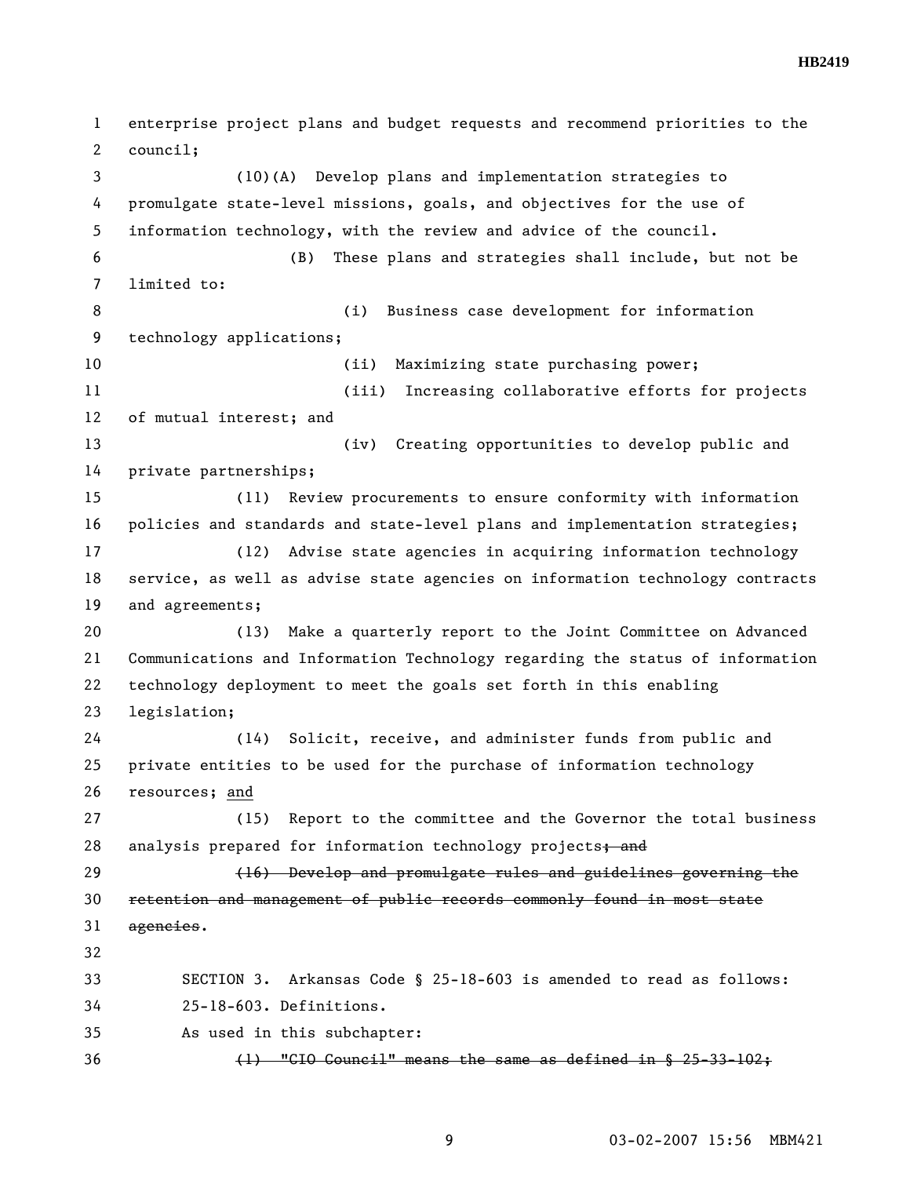enterprise project plans and budget requests and recommend priorities to the council;

(10)(A) Develop plans and implementation strategies to promulgate state-level missions, goals, and objectives for the use of information technology, with the review and advice of the council.

(B) These plans and strategies shall include, but not be limited to:

(i) Business case development for information technology applications;

(ii) Maximizing state purchasing power;

(iii) Increasing collaborative efforts for projects of mutual interest; and

(iv) Creating opportunities to develop public and private partnerships;

(11) Review procurements to ensure conformity with information policies and standards and state-level plans and implementation strategies;

(12) Advise state agencies in acquiring information technology service, as well as advise state agencies on information technology contracts and agreements;

(13) Make a quarterly report to the Joint Committee on Advanced Communications and Information Technology regarding the status of information technology deployment to meet the goals set forth in this enabling legislation;

(14) Solicit, receive, and administer funds from public and private entities to be used for the purchase of information technology resources; <u>and</u>

(15) Report to the committee and the Governor the total business analysis prepared for information technology projects~~; and~~

~~(16) Develop and promulgate rules and guidelines governing the retention and management of public records commonly found in most state agencies~~.

SECTION 3. Arkansas Code § 25-18-603 is amended to read as follows:

25-18-603. Definitions.

As used in this subchapter:

~~(1) "CIO Council" means the same as defined in § 25-33-102;~~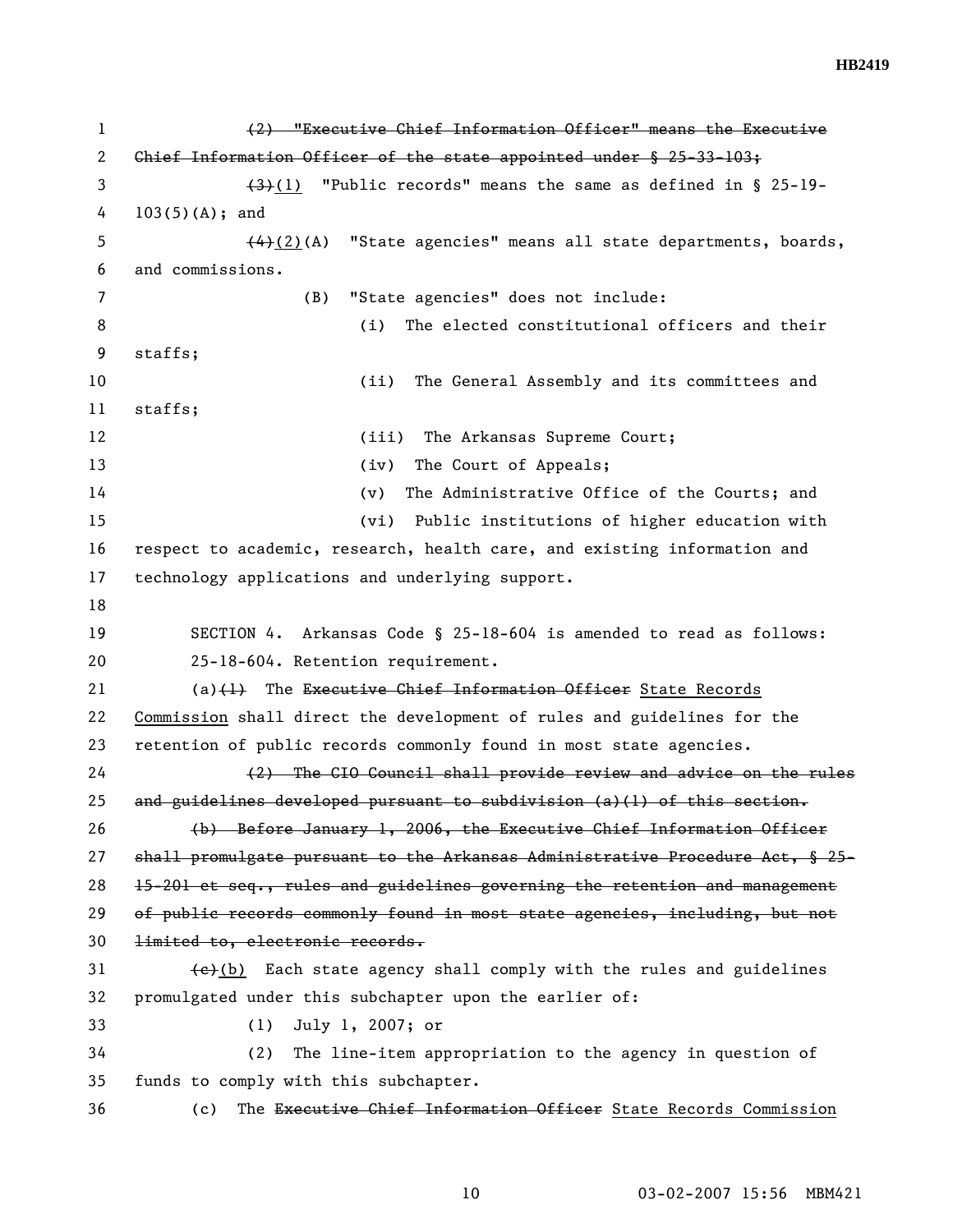~~(2) "Executive Chief Information Officer" means the Executive Chief Information Officer of the state appointed under § 25-33-103;~~

~~(3)~~(1) "Public records" means the same as defined in § 25-19-103(5)(A); and

~~(4)~~(2)(A) "State agencies" means all state departments, boards, and commissions.

(B) "State agencies" does not include:

(i) The elected constitutional officers and their staffs;

(ii) The General Assembly and its committees and staffs;

(iii) The Arkansas Supreme Court;

(iv) The Court of Appeals;

(v) The Administrative Office of the Courts; and

(vi) Public institutions of higher education with respect to academic, research, health care, and existing information and technology applications and underlying support.

SECTION 4. Arkansas Code § 25-18-604 is amended to read as follows:

25-18-604. Retention requirement.

(a)~~(1)~~ The ~~Executive Chief Information Officer~~ State Records Commission shall direct the development of rules and guidelines for the retention of public records commonly found in most state agencies.

~~(2) The CIO Council shall provide review and advice on the rules and guidelines developed pursuant to subdivision (a)(1) of this section.~~

~~(b) Before January 1, 2006, the Executive Chief Information Officer shall promulgate pursuant to the Arkansas Administrative Procedure Act, § 25-15-201 et seq., rules and guidelines governing the retention and management of public records commonly found in most state agencies, including, but not limited to, electronic records.~~

~~(c)~~(b) Each state agency shall comply with the rules and guidelines promulgated under this subchapter upon the earlier of:

(1) July 1, 2007; or

(2) The line-item appropriation to the agency in question of funds to comply with this subchapter.

(c) The ~~Executive Chief Information Officer~~ State Records Commission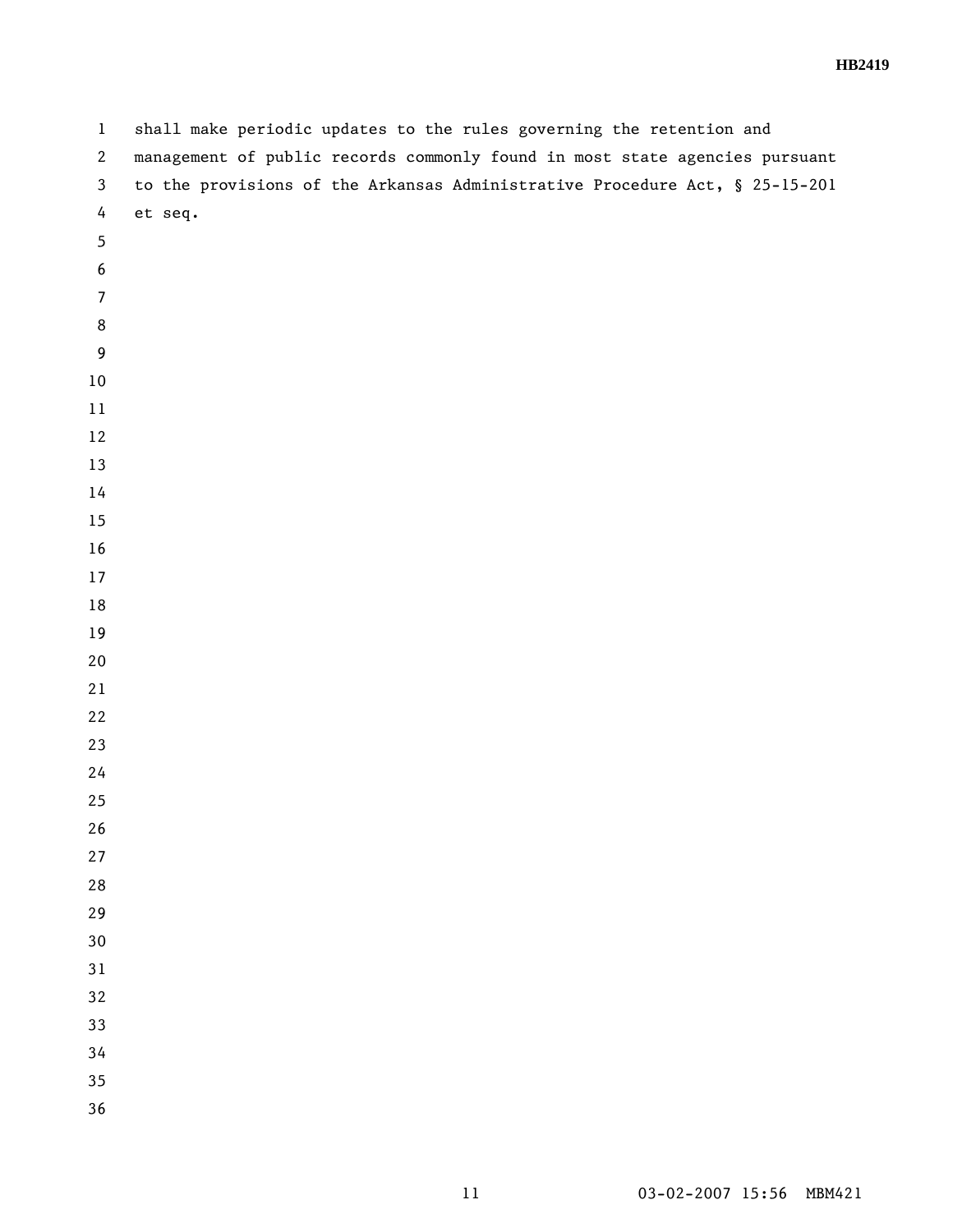shall make periodic updates to the rules governing the retention and management of public records commonly found in most state agencies pursuant to the provisions of the Arkansas Administrative Procedure Act, § 25-15-201 et seq.